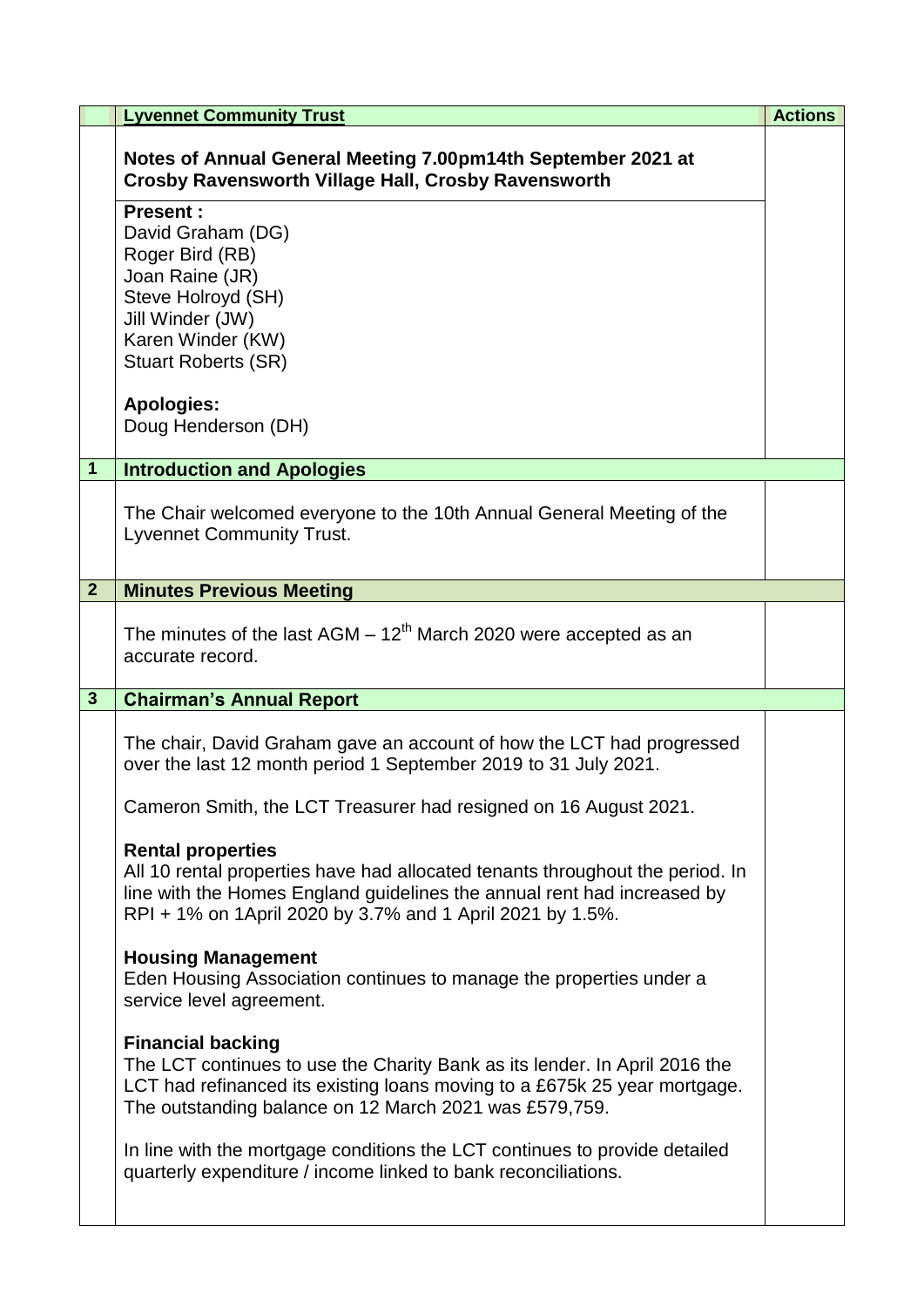**Lyvennet Community Trust** | **Actions**

## Notes of Annual General Meeting 7.00pm14th September 2021 at Crosby Ravensworth Village Hall, Crosby Ravensworth

**Present :**
David Graham (DG)
Roger Bird (RB)
Joan Raine (JR)
Steve Holroyd (SH)
Jill Winder (JW)
Karen Winder (KW)
Stuart Roberts (SR)

**Apologies:**
Doug Henderson (DH)

### 1 Introduction and Apologies

The Chair welcomed everyone to the 10th Annual General Meeting of the Lyvennet Community Trust.

### 2 Minutes Previous Meeting

The minutes of the last AGM – 12th March 2020 were accepted as an accurate record.

### 3 Chairman's Annual Report

The chair, David Graham gave an account of how the LCT had progressed over the last 12 month period 1 September 2019 to 31 July 2021.

Cameron Smith, the LCT Treasurer had resigned on 16 August 2021.

**Rental properties**
All 10 rental properties have had allocated tenants throughout the period. In line with the Homes England guidelines the annual rent had increased by RPI + 1% on 1April 2020 by 3.7% and 1 April 2021 by 1.5%.

**Housing Management**
Eden Housing Association continues to manage the properties under a service level agreement.

**Financial backing**
The LCT continues to use the Charity Bank as its lender. In April 2016 the LCT had refinanced its existing loans moving to a £675k 25 year mortgage. The outstanding balance on 12 March 2021 was £579,759.

In line with the mortgage conditions the LCT continues to provide detailed quarterly expenditure / income linked to bank reconciliations.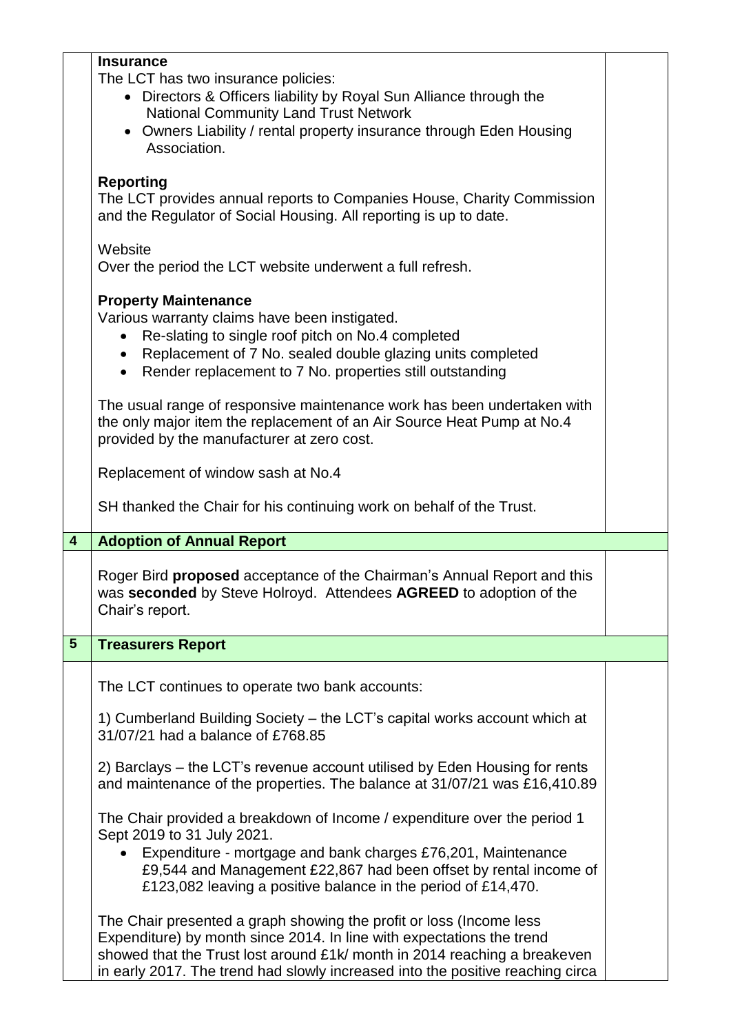**Insurance**

The LCT has two insurance policies:

- Directors & Officers liability by Royal Sun Alliance through the National Community Land Trust Network
- Owners Liability / rental property insurance through Eden Housing Association.

**Reporting**

The LCT provides annual reports to Companies House, Charity Commission and the Regulator of Social Housing. All reporting is up to date.

Website

Over the period the LCT website underwent a full refresh.

**Property Maintenance**

Various warranty claims have been instigated.

- Re-slating to single roof pitch on No.4 completed
- Replacement of 7 No. sealed double glazing units completed
- Render replacement to 7 No. properties still outstanding

The usual range of responsive maintenance work has been undertaken with the only major item the replacement of an Air Source Heat Pump at No.4 provided by the manufacturer at zero cost.

Replacement of window sash at No.4

SH thanked the Chair for his continuing work on behalf of the Trust.

## 4 Adoption of Annual Report

Roger Bird **proposed** acceptance of the Chairman's Annual Report and this was **seconded** by Steve Holroyd. Attendees **AGREED** to adoption of the Chair's report.

## 5 Treasurers Report

The LCT continues to operate two bank accounts:

1) Cumberland Building Society – the LCT's capital works account which at 31/07/21 had a balance of £768.85

2) Barclays – the LCT's revenue account utilised by Eden Housing for rents and maintenance of the properties. The balance at 31/07/21 was £16,410.89

The Chair provided a breakdown of Income / expenditure over the period 1 Sept 2019 to 31 July 2021.

- Expenditure - mortgage and bank charges £76,201, Maintenance £9,544 and Management £22,867 had been offset by rental income of £123,082 leaving a positive balance in the period of £14,470.

The Chair presented a graph showing the profit or loss (Income less Expenditure) by month since 2014. In line with expectations the trend showed that the Trust lost around £1k/ month in 2014 reaching a breakeven in early 2017. The trend had slowly increased into the positive reaching circa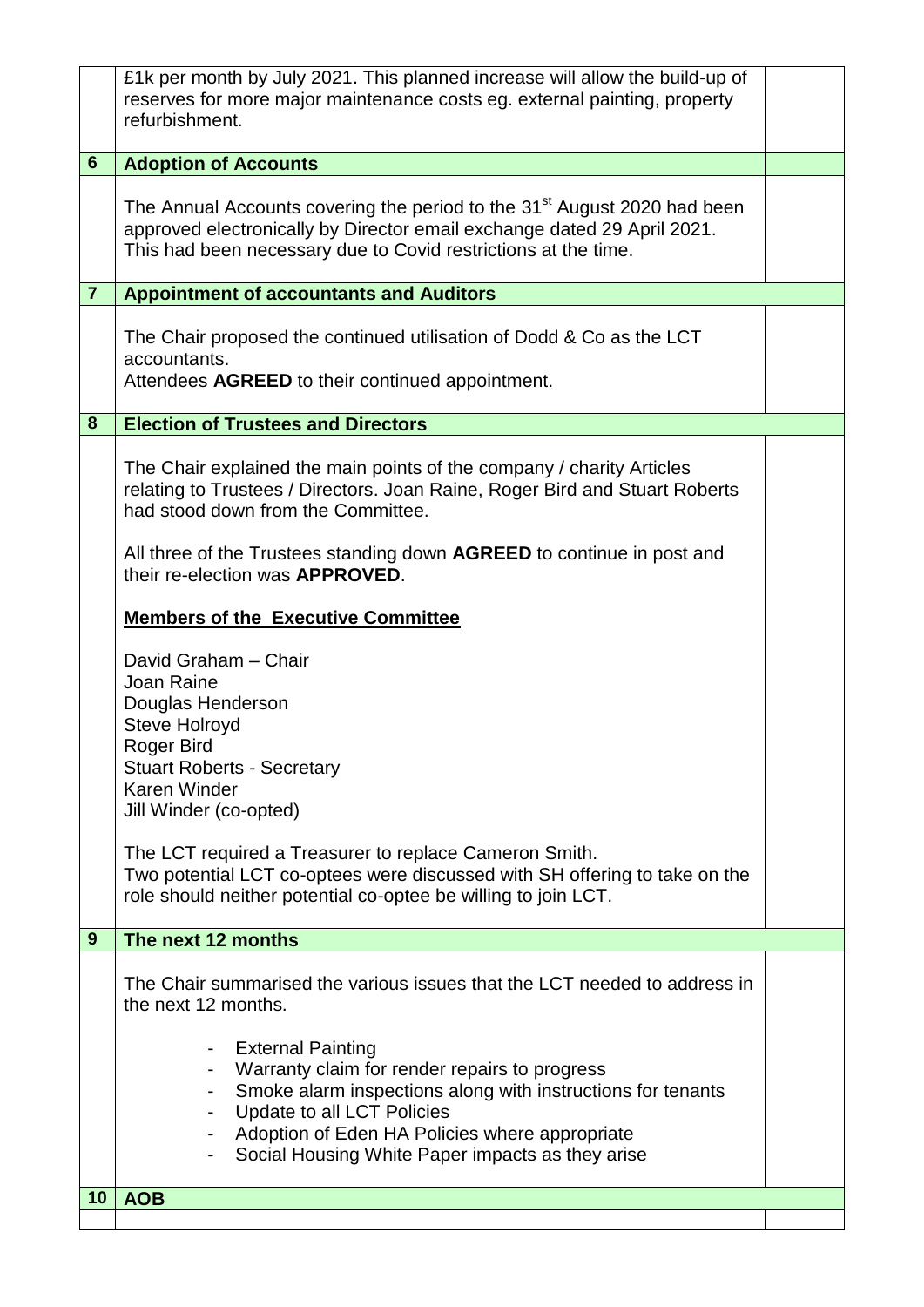| | | |
|---|---|---|
| | £1k per month by July 2021. This planned increase will allow the build-up of reserves for more major maintenance costs eg. external painting, property refurbishment. | |
| **6** | **Adoption of Accounts** | |
| | The Annual Accounts covering the period to the 31st August 2020 had been approved electronically by Director email exchange dated 29 April 2021. This had been necessary due to Covid restrictions at the time. | |
| **7** | **Appointment of accountants and Auditors** | |
| | The Chair proposed the continued utilisation of Dodd & Co as the LCT accountants.<br>Attendees **AGREED** to their continued appointment. | |
| **8** | **Election of Trustees and Directors** | |
| | The Chair explained the main points of the company / charity Articles relating to Trustees / Directors. Joan Raine, Roger Bird and Stuart Roberts had stood down from the Committee.<br><br>All three of the Trustees standing down **AGREED** to continue in post and their re-election was **APPROVED**.<br><br>**Members of the Executive Committee**<br><br>David Graham – Chair<br>Joan Raine<br>Douglas Henderson<br>Steve Holroyd<br>Roger Bird<br>Stuart Roberts - Secretary<br>Karen Winder<br>Jill Winder (co-opted)<br><br>The LCT required a Treasurer to replace Cameron Smith.<br>Two potential LCT co-optees were discussed with SH offering to take on the role should neither potential co-optee be willing to join LCT. | |
| **9** | **The next 12 months** | |
| | The Chair summarised the various issues that the LCT needed to address in the next 12 months.<br><br>- External Painting<br>- Warranty claim for render repairs to progress<br>- Smoke alarm inspections along with instructions for tenants<br>- Update to all LCT Policies<br>- Adoption of Eden HA Policies where appropriate<br>- Social Housing White Paper impacts as they arise | |
| **10** | **AOB** | |
| | | |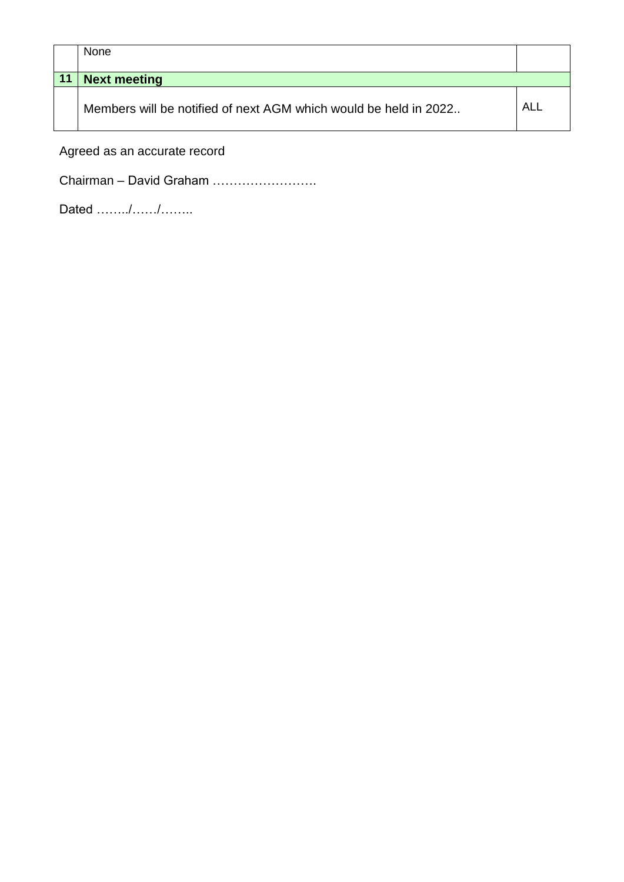| | | |
|---|---|---|
| | None | |
| **11** | **Next meeting** | |
| | Members will be notified of next AGM which would be held in 2022.. | ALL |

Agreed as an accurate record

Chairman – David Graham …………………….

Dated ……../……/……..